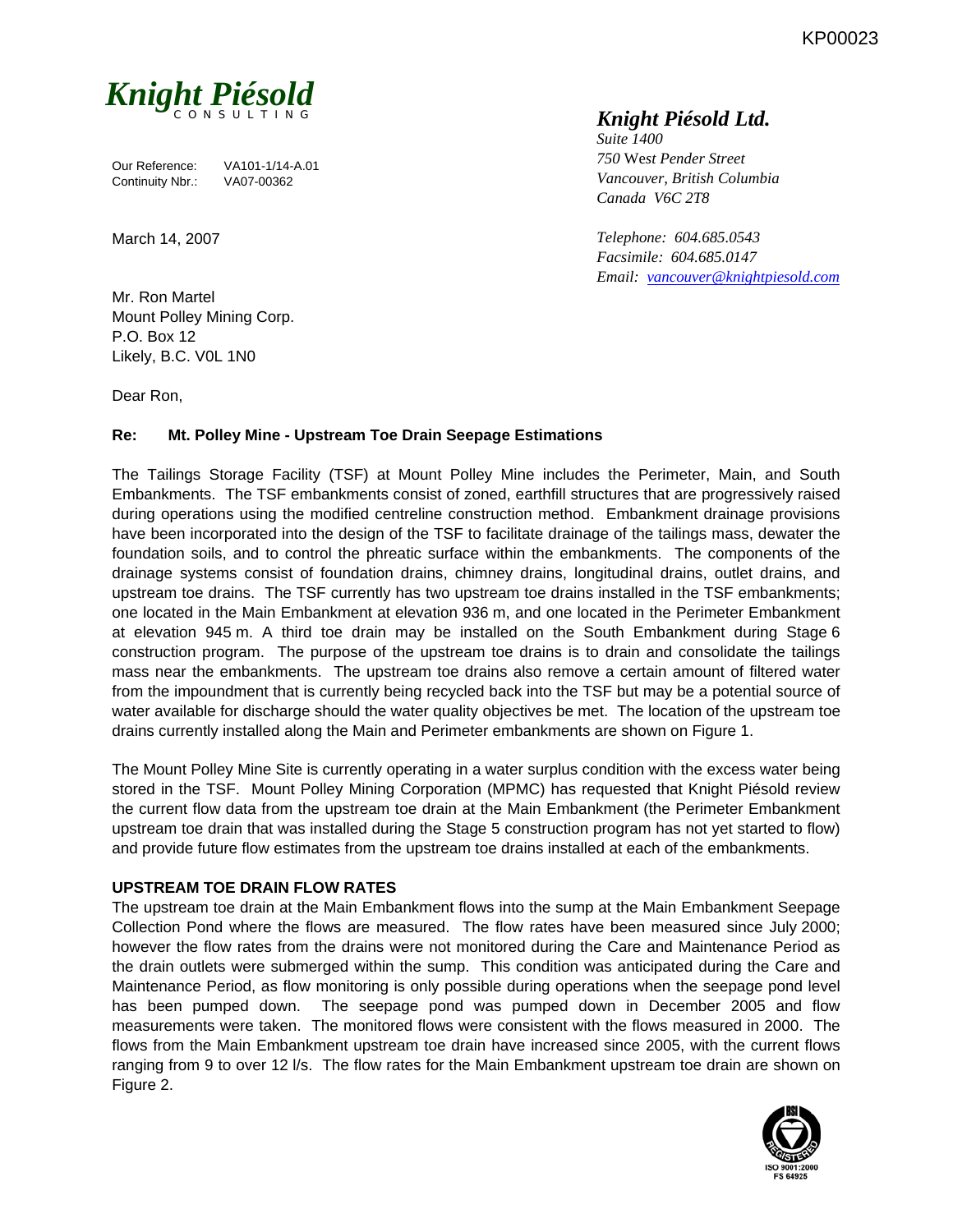KP00023

**Knight Piésold**
CONSULTING

Our Reference: VA101-1/14-A.01
Continuity Nbr.: VA07-00362

March 14, 2007

*Knight Piésold Ltd.*
*Suite 1400*
*750 West Pender Street*
*Vancouver, British Columbia*
*Canada V6C 2T8*

*Telephone: 604.685.0543*
*Facsimile: 604.685.0147*
*Email: vancouver@knightpiesold.com*

Mr. Ron Martel
Mount Polley Mining Corp.
P.O. Box 12
Likely, B.C. V0L 1N0

Dear Ron,

**Re: Mt. Polley Mine - Upstream Toe Drain Seepage Estimations**

The Tailings Storage Facility (TSF) at Mount Polley Mine includes the Perimeter, Main, and South Embankments. The TSF embankments consist of zoned, earthfill structures that are progressively raised during operations using the modified centreline construction method. Embankment drainage provisions have been incorporated into the design of the TSF to facilitate drainage of the tailings mass, dewater the foundation soils, and to control the phreatic surface within the embankments. The components of the drainage systems consist of foundation drains, chimney drains, longitudinal drains, outlet drains, and upstream toe drains. The TSF currently has two upstream toe drains installed in the TSF embankments; one located in the Main Embankment at elevation 936 m, and one located in the Perimeter Embankment at elevation 945 m. A third toe drain may be installed on the South Embankment during Stage 6 construction program. The purpose of the upstream toe drains is to drain and consolidate the tailings mass near the embankments. The upstream toe drains also remove a certain amount of filtered water from the impoundment that is currently being recycled back into the TSF but may be a potential source of water available for discharge should the water quality objectives be met. The location of the upstream toe drains currently installed along the Main and Perimeter embankments are shown on Figure 1.

The Mount Polley Mine Site is currently operating in a water surplus condition with the excess water being stored in the TSF. Mount Polley Mining Corporation (MPMC) has requested that Knight Piésold review the current flow data from the upstream toe drain at the Main Embankment (the Perimeter Embankment upstream toe drain that was installed during the Stage 5 construction program has not yet started to flow) and provide future flow estimates from the upstream toe drains installed at each of the embankments.

**UPSTREAM TOE DRAIN FLOW RATES**

The upstream toe drain at the Main Embankment flows into the sump at the Main Embankment Seepage Collection Pond where the flows are measured. The flow rates have been measured since July 2000; however the flow rates from the drains were not monitored during the Care and Maintenance Period as the drain outlets were submerged within the sump. This condition was anticipated during the Care and Maintenance Period, as flow monitoring is only possible during operations when the seepage pond level has been pumped down. The seepage pond was pumped down in December 2005 and flow measurements were taken. The monitored flows were consistent with the flows measured in 2000. The flows from the Main Embankment upstream toe drain have increased since 2005, with the current flows ranging from 9 to over 12 l/s. The flow rates for the Main Embankment upstream toe drain are shown on Figure 2.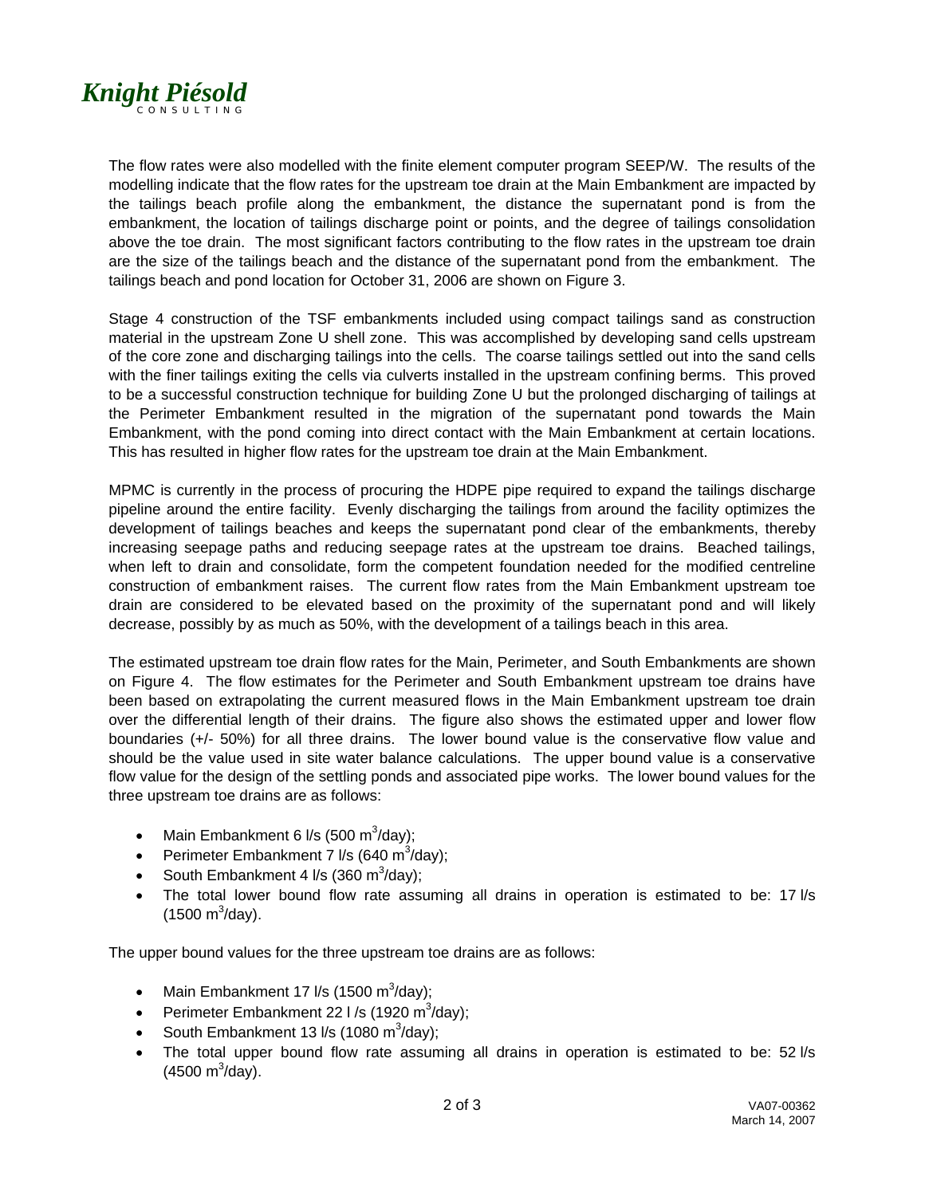The flow rates were also modelled with the finite element computer program SEEP/W. The results of the modelling indicate that the flow rates for the upstream toe drain at the Main Embankment are impacted by the tailings beach profile along the embankment, the distance the supernatant pond is from the embankment, the location of tailings discharge point or points, and the degree of tailings consolidation above the toe drain. The most significant factors contributing to the flow rates in the upstream toe drain are the size of the tailings beach and the distance of the supernatant pond from the embankment. The tailings beach and pond location for October 31, 2006 are shown on Figure 3.

Stage 4 construction of the TSF embankments included using compact tailings sand as construction material in the upstream Zone U shell zone. This was accomplished by developing sand cells upstream of the core zone and discharging tailings into the cells. The coarse tailings settled out into the sand cells with the finer tailings exiting the cells via culverts installed in the upstream confining berms. This proved to be a successful construction technique for building Zone U but the prolonged discharging of tailings at the Perimeter Embankment resulted in the migration of the supernatant pond towards the Main Embankment, with the pond coming into direct contact with the Main Embankment at certain locations. This has resulted in higher flow rates for the upstream toe drain at the Main Embankment.

MPMC is currently in the process of procuring the HDPE pipe required to expand the tailings discharge pipeline around the entire facility. Evenly discharging the tailings from around the facility optimizes the development of tailings beaches and keeps the supernatant pond clear of the embankments, thereby increasing seepage paths and reducing seepage rates at the upstream toe drains. Beached tailings, when left to drain and consolidate, form the competent foundation needed for the modified centreline construction of embankment raises. The current flow rates from the Main Embankment upstream toe drain are considered to be elevated based on the proximity of the supernatant pond and will likely decrease, possibly by as much as 50%, with the development of a tailings beach in this area.

The estimated upstream toe drain flow rates for the Main, Perimeter, and South Embankments are shown on Figure 4. The flow estimates for the Perimeter and South Embankment upstream toe drains have been based on extrapolating the current measured flows in the Main Embankment upstream toe drain over the differential length of their drains. The figure also shows the estimated upper and lower flow boundaries (+/- 50%) for all three drains. The lower bound value is the conservative flow value and should be the value used in site water balance calculations. The upper bound value is a conservative flow value for the design of the settling ponds and associated pipe works. The lower bound values for the three upstream toe drains are as follows:

- Main Embankment 6 l/s (500 $m^3$/day);
- Perimeter Embankment 7 l/s (640 $m^3$/day);
- South Embankment 4 l/s (360 $m^3$/day);
- The total lower bound flow rate assuming all drains in operation is estimated to be: 17 l/s (1500 $m^3$/day).

The upper bound values for the three upstream toe drains are as follows:

- Main Embankment 17 l/s (1500 $m^3$/day);
- Perimeter Embankment 22 l /s (1920 $m^3$/day);
- South Embankment 13 l/s (1080 $m^3$/day);
- The total upper bound flow rate assuming all drains in operation is estimated to be: 52 l/s (4500 $m^3$/day).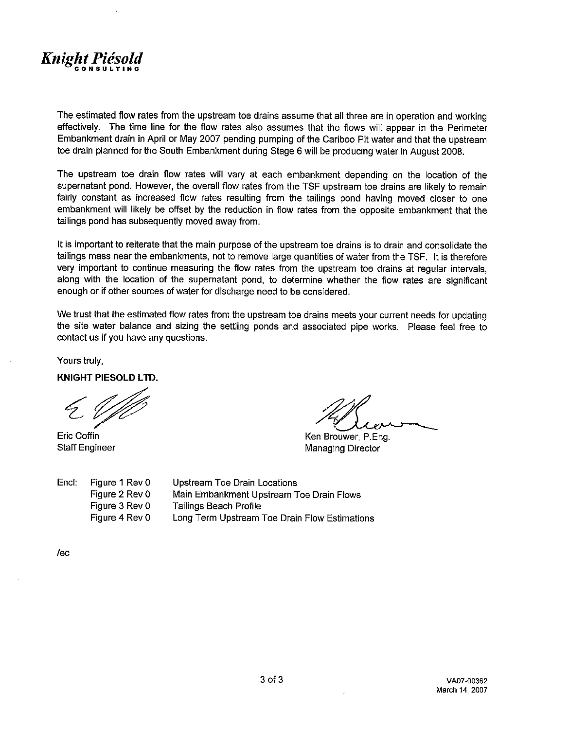The estimated flow rates from the upstream toe drains assume that all three are in operation and working effectively. The time line for the flow rates also assumes that the flows will appear in the Perimeter Embankment drain in April or May 2007 pending pumping of the Cariboo Pit water and that the upstream toe drain planned for the South Embankment during Stage 6 will be producing water in August 2008.

The upstream toe drain flow rates will vary at each embankment depending on the location of the supernatant pond. However, the overall flow rates from the TSF upstream toe drains are likely to remain fairly constant as increased flow rates resulting from the tailings pond having moved closer to one embankment will likely be offset by the reduction in flow rates from the opposite embankment that the tailings pond has subsequently moved away from.

It is important to reiterate that the main purpose of the upstream toe drains is to drain and consolidate the tailings mass near the embankments, not to remove large quantities of water from the TSF. It is therefore very important to continue measuring the flow rates from the upstream toe drains at regular intervals, along with the location of the supernatant pond, to determine whether the flow rates are significant enough or if other sources of water for discharge need to be considered.

We trust that the estimated flow rates from the upstream toe drains meets your current needs for updating the site water balance and sizing the settling ponds and associated pipe works. Please feel free to contact us if you have any questions.

Yours truly,

**KNIGHT PIESOLD LTD.**

Eric Coffin
Staff Engineer

Ken Brouwer, P.Eng.
Managing Director

| Encl: | | |
|---|---|---|
| | Figure 1 Rev 0 | Upstream Toe Drain Locations |
| | Figure 2 Rev 0 | Main Embankment Upstream Toe Drain Flows |
| | Figure 3 Rev 0 | Tailings Beach Profile |
| | Figure 4 Rev 0 | Long Term Upstream Toe Drain Flow Estimations |

/ec

VA07-00362
March 14, 2007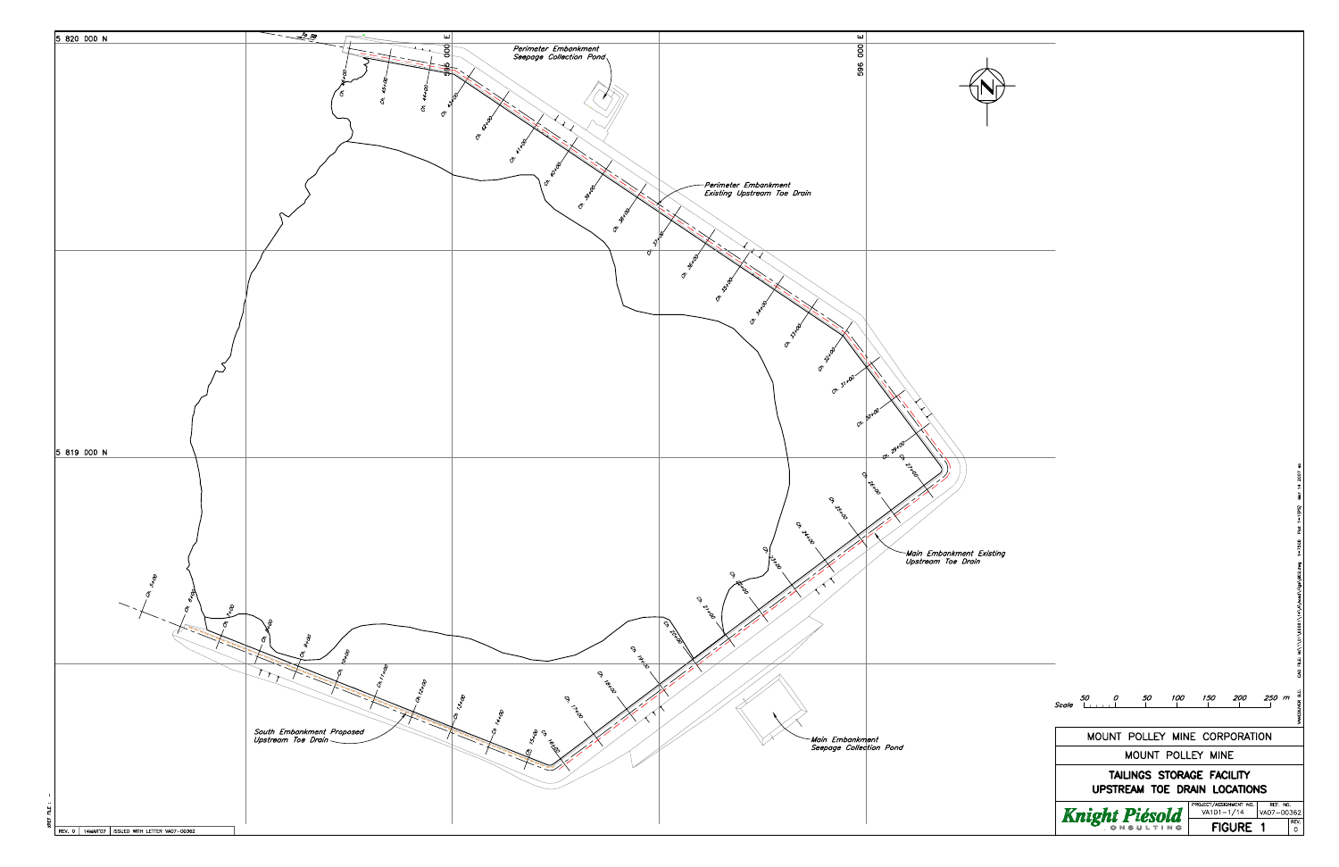5 820 000 N

5 819 000 N

595 000 E

596 000 E

Perimeter Embankment Seepage Collection Pond

Perimeter Embankment Existing Upstream Toe Drain

Main Embankment Existing Upstream Toe Drain

Main Embankment Seepage Collection Pond

South Embankment Proposed Upstream Toe Drain

N

Scale 50 0 50 100 150 200 250 m

MOUNT POLLEY MINE CORPORATION

MOUNT POLLEY MINE

## TAILINGS STORAGE FACILITY UPSTREAM TOE DRAIN LOCATIONS

| Knight Piésold CONSULTING | PROJECT/ASSIGNMENT NO. VA101-1/14 | REF. NO. VA07-00362 |
|---|---|---|
| | FIGURE 1 | REV. 0 |

| REV. 0 | 14MAR'07 | ISSUED WITH LETTER VA07-00362 |
|---|---|---|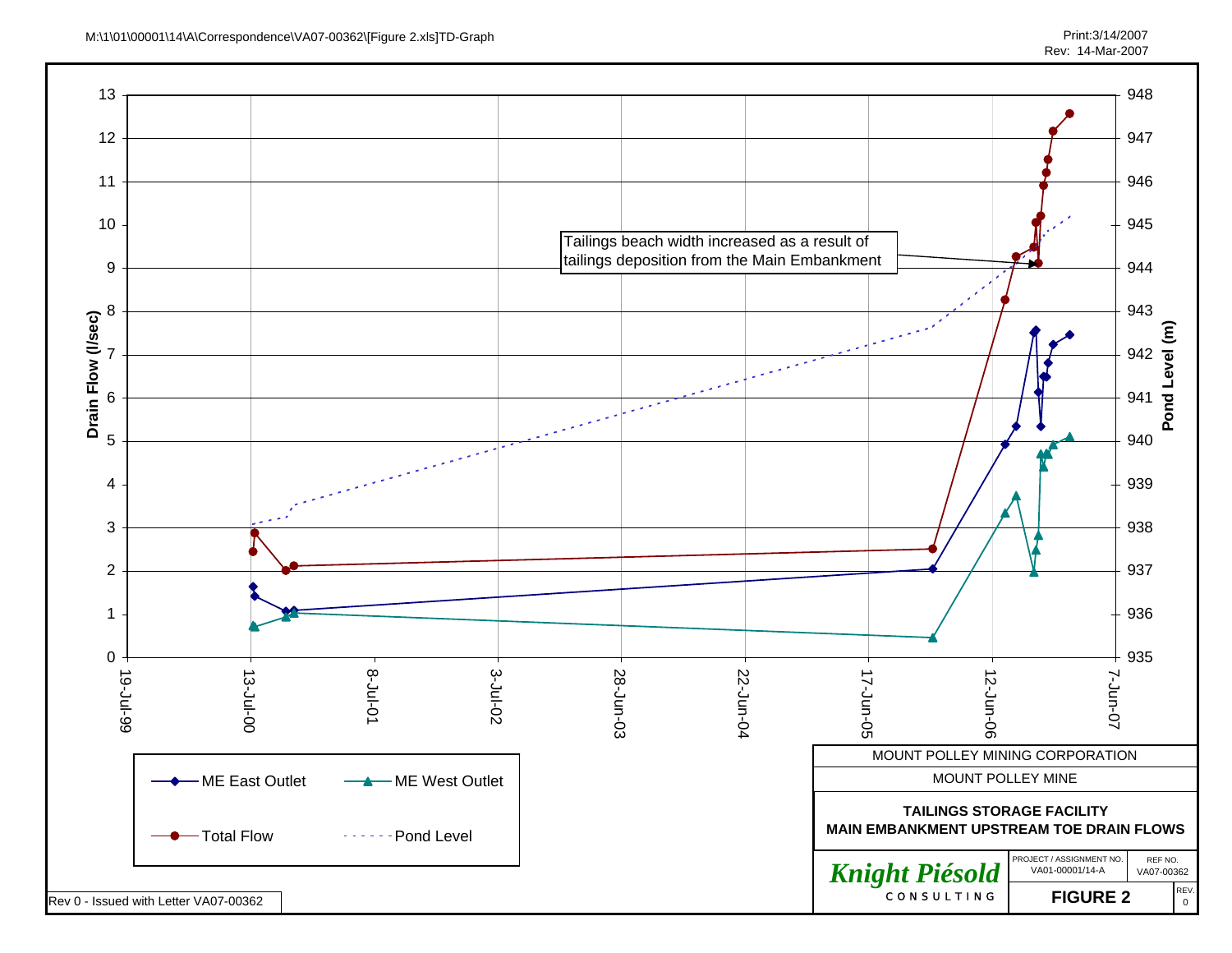M:\1\01\00001\14\A\Correspondence\VA07-00362\[Figure 2.xls]TD-Graph

Print:3/14/2007
Rev: 14-Mar-2007

Drain Flow (l/sec)

Pond Level (m)

Tailings beach width increased as a result of tailings deposition from the Main Embankment

19-Jul-99 | 13-Jul-00 | 8-Jul-01 | 3-Jul-02 | 28-Jun-03 | 22-Jun-04 | 17-Jun-05 | 12-Jun-06 | 7-Jun-07

ME East Outlet — ME West Outlet — Total Flow — Pond Level

MOUNT POLLEY MINING CORPORATION

MOUNT POLLEY MINE

**TAILINGS STORAGE FACILITY**
**MAIN EMBANKMENT UPSTREAM TOE DRAIN FLOWS**

*Knight Piésold*
CONSULTING

| PROJECT / ASSIGNMENT NO. | REF NO. |
|---|---|
| VA01-00001/14-A | VA07-00362 |

**FIGURE 2**

REV. 0

Rev 0 - Issued with Letter VA07-00362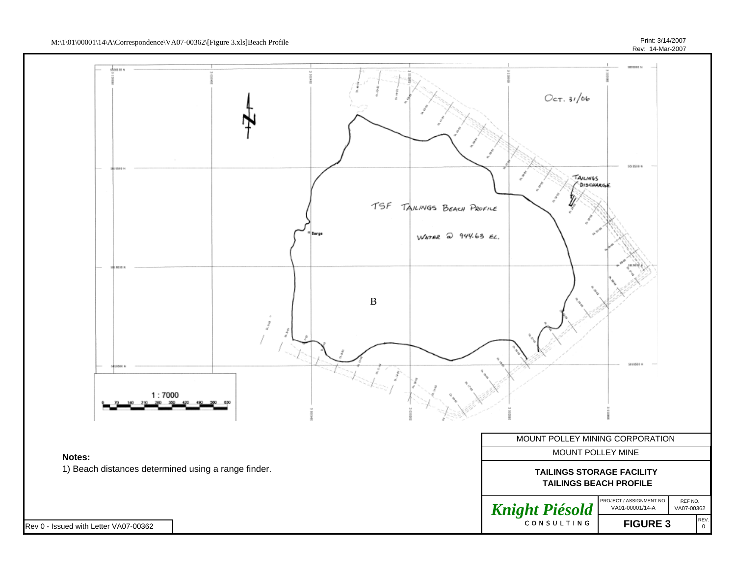M:\1\01\00001\14\A\Correspondence\VA07-00362\[Figure 3.xls]Beach Profile

Print: 3/14/2007
Rev: 14-Mar-2007

OCT. 31/06

TAILINGS DISCHARGE

TSF TAILINGS BEACH PROFILE

WATER @ 944.63 EL.

Barge

B

1 : 7000

0 70 140 210 280 350 420 490 560 630

**Notes:**

1) Beach distances determined using a range finder.

| MOUNT POLLEY MINING CORPORATION | | |
|---|---|---|
| MOUNT POLLEY MINE | | |
| **TAILINGS STORAGE FACILITY**<br>**TAILINGS BEACH PROFILE** | | |
| *Knight Piésold* CONSULTING | PROJECT / ASSIGNMENT NO.<br>VA01-00001/14-A | REF NO.<br>VA07-00362 |
| | **FIGURE 3** | REV.<br>0 |

Rev 0 - Issued with Letter VA07-00362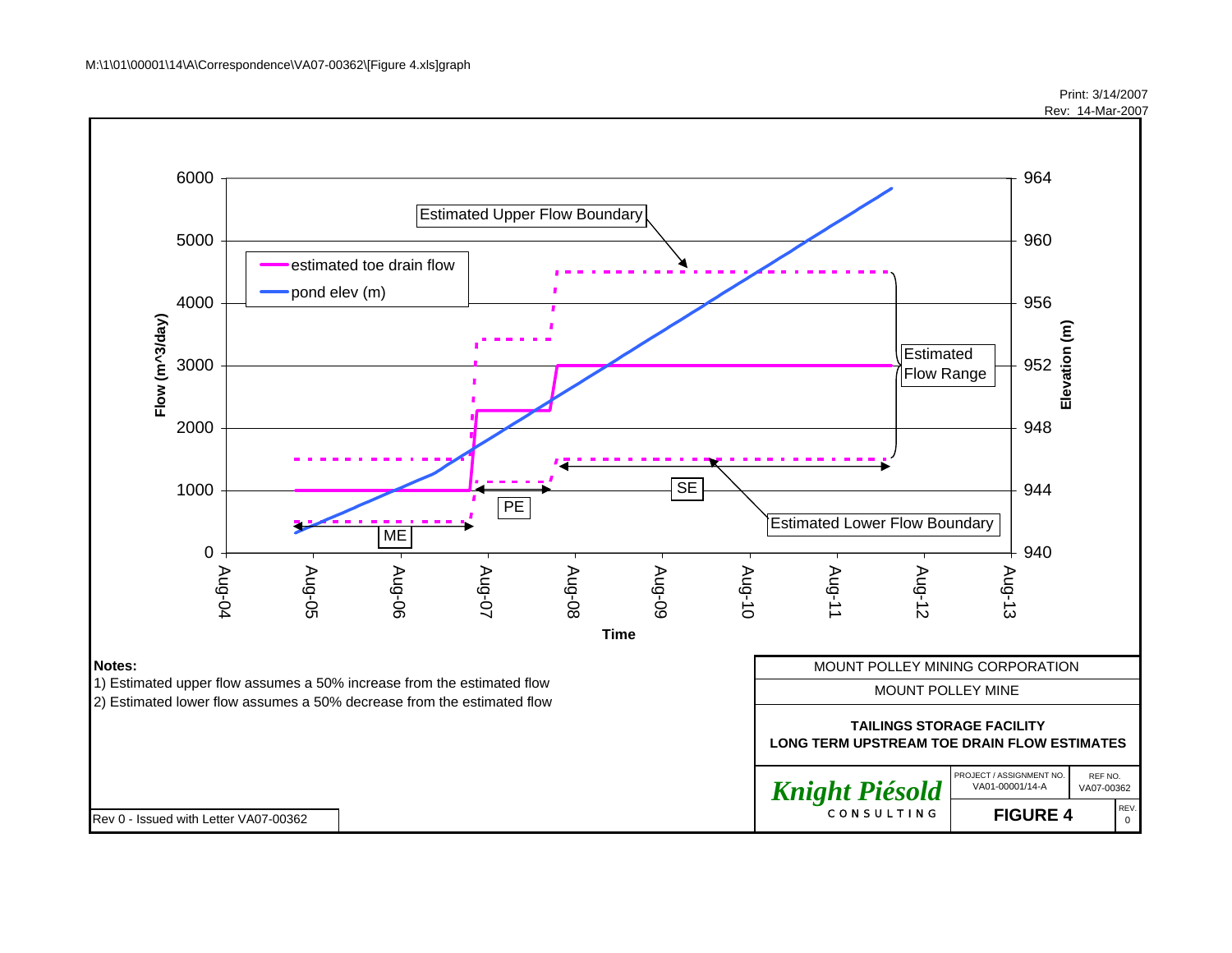M:\1\01\00001\14\A\Correspondence\VA07-00362\[Figure 4.xls]graph

Print: 3/14/2007
Rev: 14-Mar-2007

Estimated Upper Flow Boundary

estimated toe drain flow
pond elev (m)

Estimated Flow Range

Estimated Lower Flow Boundary

ME
PE
SE

Flow (m^3/day)
0
1000
2000
3000
4000
5000
6000

Elevation (m)
940
944
948
952
956
960
964

Aug-04
Aug-05
Aug-06
Aug-07
Aug-08
Aug-09
Aug-10
Aug-11
Aug-12
Aug-13

Time

**Notes:**

1) Estimated upper flow assumes a 50% increase from the estimated flow
2) Estimated lower flow assumes a 50% decrease from the estimated flow

Rev 0 - Issued with Letter VA07-00362

MOUNT POLLEY MINING CORPORATION

MOUNT POLLEY MINE

**TAILINGS STORAGE FACILITY**
**LONG TERM UPSTREAM TOE DRAIN FLOW ESTIMATES**

*Knight Piésold*
CONSULTING

PROJECT / ASSIGNMENT NO. VA01-00001/14-A

REF NO. VA07-00362

**FIGURE 4**

REV. 0